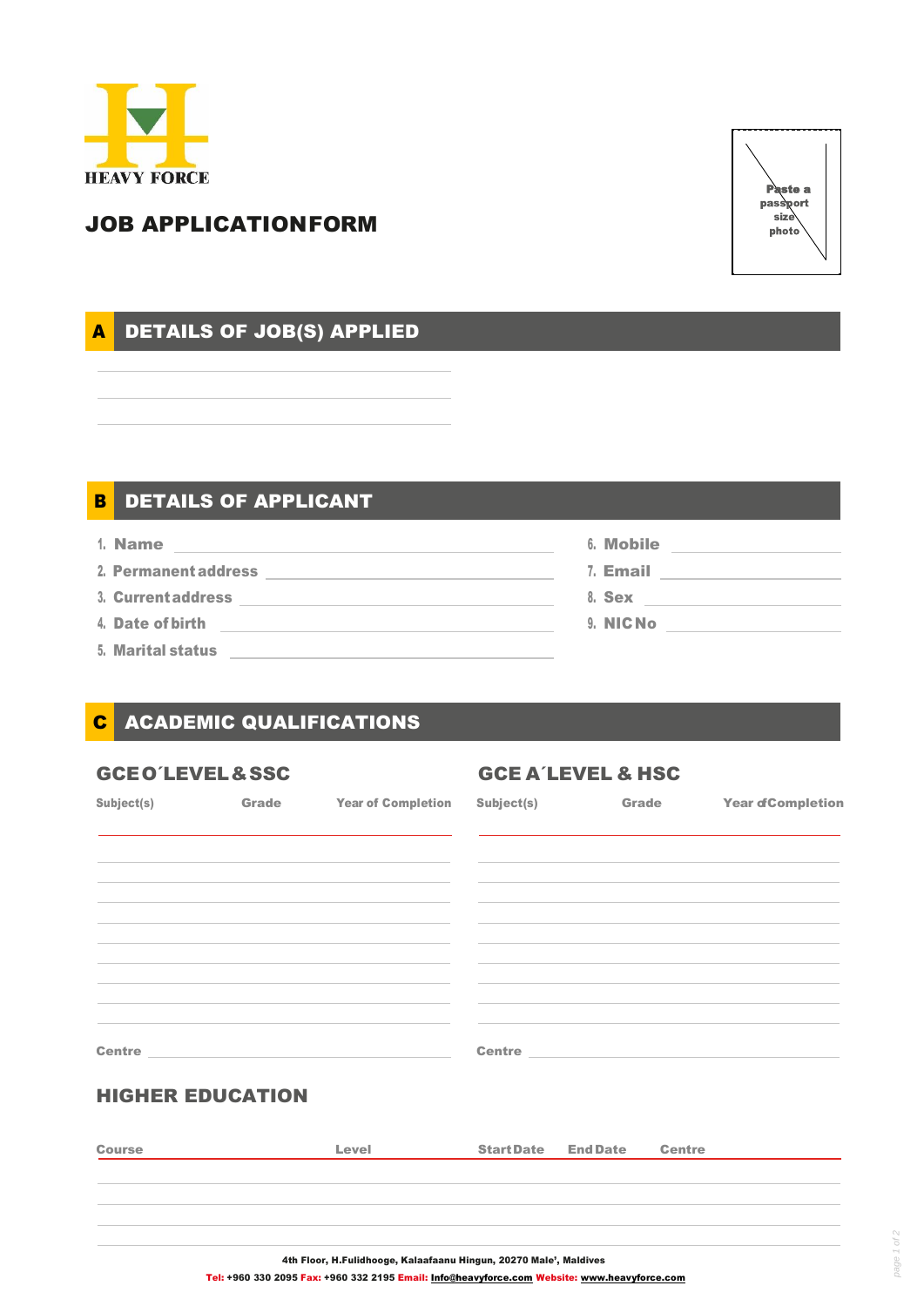HEAVY FORCE

# JOB APPLICATION FORM

Paste a passport size photo

## A DETAILS OF JOB(S) APPLIED

______________________________

______________________________

______________________________

## B DETAILS OF APPLICANT

1. **Name** ______________________________
2. **Permanent address** ______________________________
3. **Current address** ______________________________
4. **Date of birth** ______________________________
5. **Marital status** ______________________________
6. **Mobile** ______________________________
7. **Email** ______________________________
8. **Sex** ______________________________
9. **NIC No** ______________________________

## C ACADEMIC QUALIFICATIONS

### GCE O´LEVEL & SSC

| Subject(s) | Grade | Year of Completion |
|---|---|---|
| | | |
| | | |
| | | |
| | | |
| | | |
| | | |
| | | |
| | | |
| | | |

**Centre** ______________________________

### GCE A´LEVEL & HSC

| Subject(s) | Grade | Year of Completion |
|---|---|---|
| | | |
| | | |
| | | |
| | | |
| | | |
| | | |
| | | |
| | | |
| | | |

**Centre** ______________________________

### HIGHER EDUCATION

| Course | Level | Start Date | End Date | Centre |
|---|---|---|---|---|
| | | | | |
| | | | | |
| | | | | |
| | | | | |

4th Floor, H.Fulidhooge, Kalaafaanu Hingun, 20270 Male', Maldives

**Tel:** +960 330 2095 **Fax:** +960 332 2195 **Email:** Info@heavyforce.com **Website:** www.heavyforce.com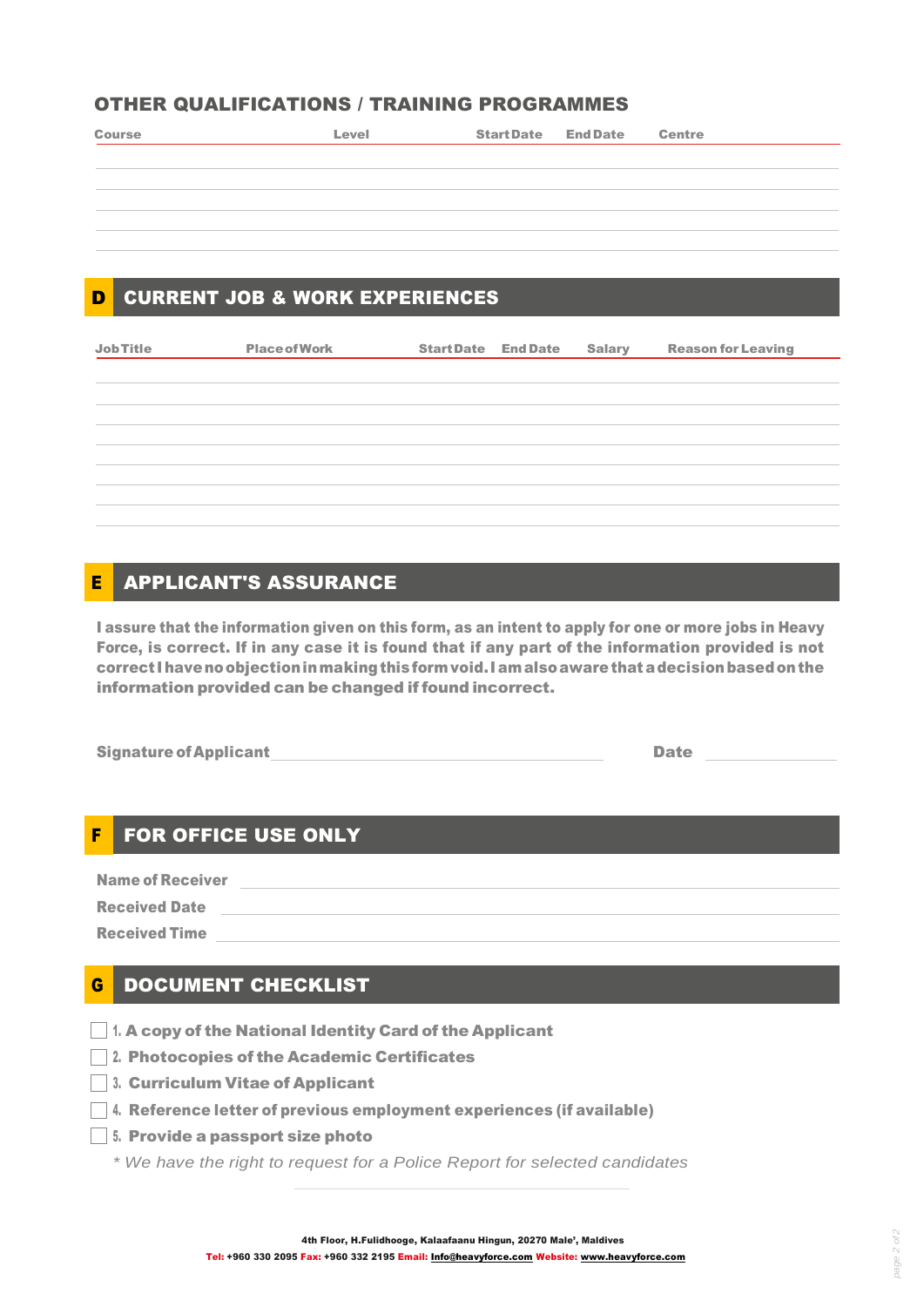## OTHER QUALIFICATIONS / TRAINING PROGRAMMES

| Course | Level | Start Date | End Date | Centre |
|---|---|---|---|---|
| | | | | |
| | | | | |
| | | | | |
| | | | | |
| | | | | |

## D CURRENT JOB & WORK EXPERIENCES

| Job Title | Place of Work | Start Date | End Date | Salary | Reason for Leaving |
|---|---|---|---|---|---|
| | | | | | |
| | | | | | |
| | | | | | |
| | | | | | |
| | | | | | |
| | | | | | |
| | | | | | |
| | | | | | |

## E APPLICANT'S ASSURANCE

**I assure that the information given on this form, as an intent to apply for one or more jobs in Heavy Force, is correct. If in any case it is found that if any part of the information provided is not correct I have no objection in making this form void. I am also aware that a decision based on the information provided can be changed if found incorrect.**

**Signature of Applicant** ______________________________ **Date** ____________

## F FOR OFFICE USE ONLY

**Name of Receiver** ______________________________

**Received Date** ______________________________

**Received Time** ______________________________

## G DOCUMENT CHECKLIST

- [ ] 1. **A copy of the National Identity Card of the Applicant**
- [ ] 2. **Photocopies of the Academic Certificates**
- [ ] 3. **Curriculum Vitae of Applicant**
- [ ] 4. **Reference letter of previous employment experiences (if available)**
- [ ] 5. **Provide a passport size photo**

*\* We have the right to request for a Police Report for selected candidates*

**4th Floor, H.Fulidhooge, Kalaafaanu Hingun, 20270 Male', Maldives**

**Tel:** +960 330 2095 **Fax:** +960 332 2195 **Email:** Info@heavyforce.com **Website:** www.heavyforce.com